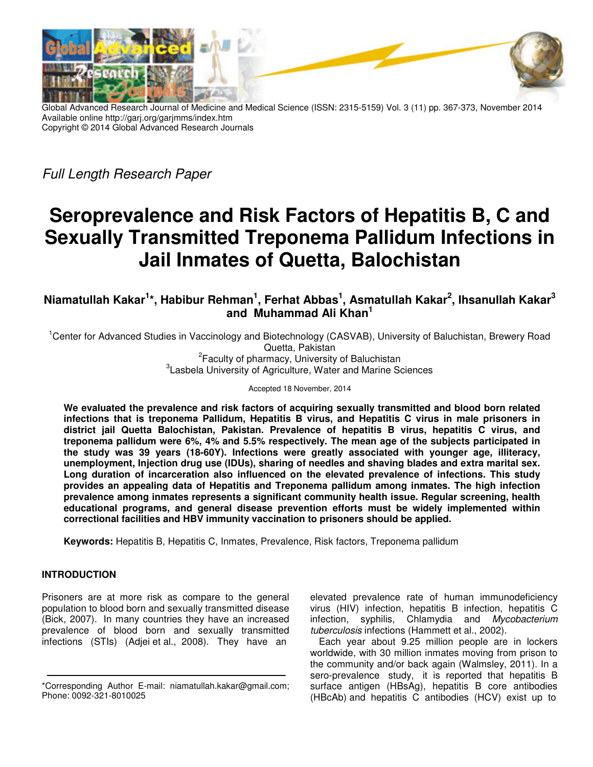Global Advanced Research Journal of Medicine and Medical Science (ISSN: 2315-5159) Vol. 3 (11) pp. 367-373, November 2014
Available online http://garj.org/garjmms/index.htm
Copyright © 2014 Global Advanced Research Journals

*Full Length Research Paper*

# Seroprevalence and Risk Factors of Hepatitis B, C and Sexually Transmitted Treponema Pallidum Infections in Jail Inmates of Quetta, Balochistan

**Niamatullah Kakar[1]*, Habibur Rehman[1], Ferhat Abbas[1], Asmatullah Kakar[2], Ihsanullah Kakar[3] and Muhammad Ali Khan[1]**

[1]Center for Advanced Studies in Vaccinology and Biotechnology (CASVAB), University of Baluchistan, Brewery Road Quetta, Pakistan
[2]Faculty of pharmacy, University of Baluchistan
[3]Lasbela University of Agriculture, Water and Marine Sciences

Accepted 18 November, 2014

**We evaluated the prevalence and risk factors of acquiring sexually transmitted and blood born related infections that is treponema Pallidum, Hepatitis B virus, and Hepatitis C virus in male prisoners in district jail Quetta Balochistan, Pakistan. Prevalence of hepatitis B virus, hepatitis C virus, and treponema pallidum were 6%, 4% and 5.5% respectively. The mean age of the subjects participated in the study was 39 years (18-60Y). Infections were greatly associated with younger age, illiteracy, unemployment, Injection drug use (IDUs), sharing of needles and shaving blades and extra marital sex. Long duration of incarceration also influenced on the elevated prevalence of infections. This study provides an appealing data of Hepatitis and Treponema pallidum among inmates. The high infection prevalence among inmates represents a significant community health issue. Regular screening, health educational programs, and general disease prevention efforts must be widely implemented within correctional facilities and HBV immunity vaccination to prisoners should be applied.**

**Keywords:** Hepatitis B, Hepatitis C, Inmates, Prevalence, Risk factors, Treponema pallidum

## INTRODUCTION

Prisoners are at more risk as compare to the general population to blood born and sexually transmitted disease (Bick, 2007). In many countries they have an increased prevalence of blood born and sexually transmitted infections (STIs) (Adjei et al., 2008). They have an elevated prevalence rate of human immunodeficiency virus (HIV) infection, hepatitis B infection, hepatitis C infection, syphilis, Chlamydia and *Mycobacterium tuberculosis* infections (Hammett et al., 2002).

Each year about 9.25 million people are in lockers worldwide, with 30 million inmates moving from prison to the community and/or back again (Walmsley, 2011). In a sero-prevalence study, it is reported that hepatitis B surface antigen (HBsAg), hepatitis B core antibodies (HBcAb) and hepatitis C antibodies (HCV) exist up to

*Corresponding Author E-mail: niamatullah.kakar@gmail.com; Phone: 0092-321-8010025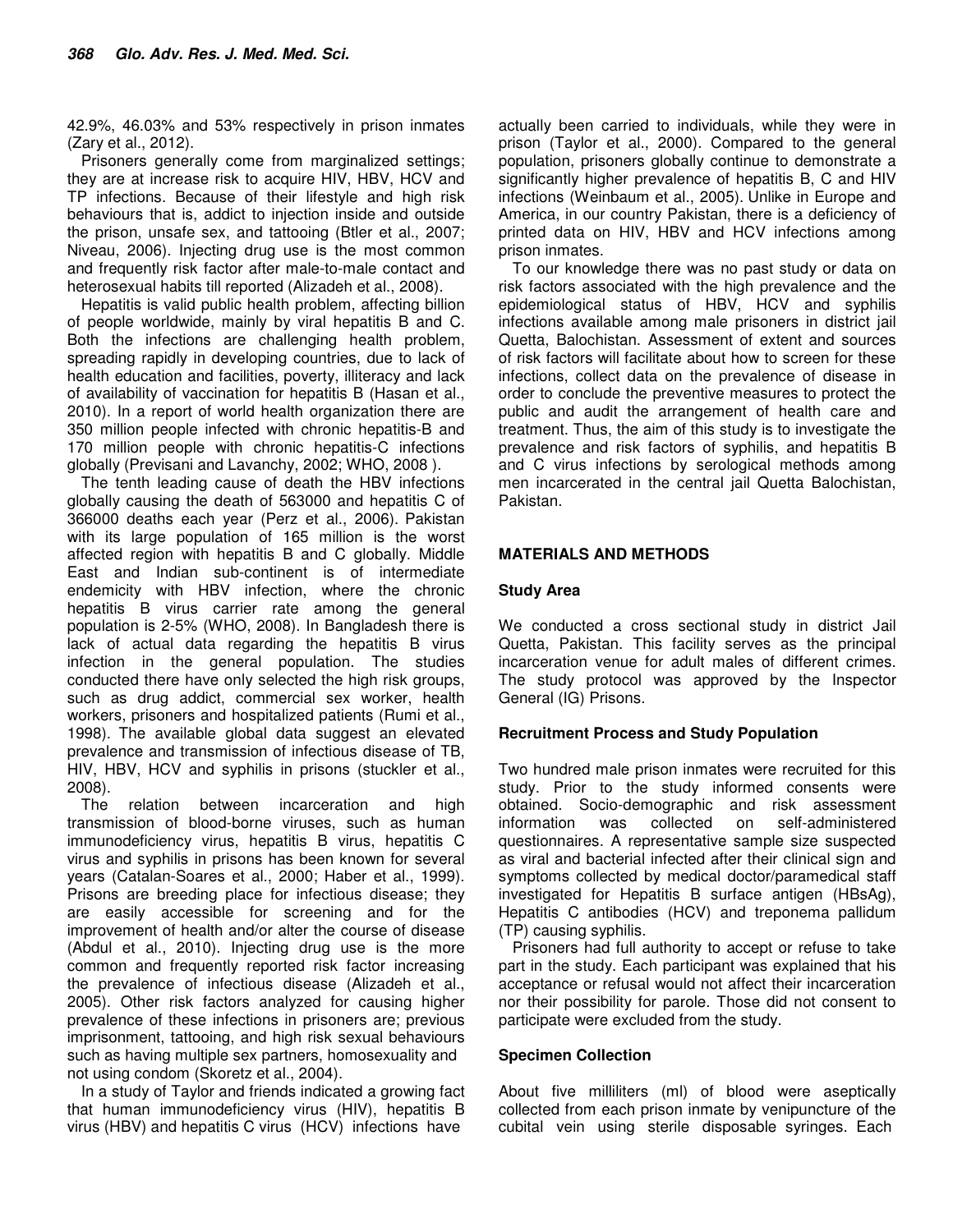42.9%, 46.03% and 53% respectively in prison inmates (Zary et al., 2012).

Prisoners generally come from marginalized settings; they are at increase risk to acquire HIV, HBV, HCV and TP infections. Because of their lifestyle and high risk behaviours that is, addict to injection inside and outside the prison, unsafe sex, and tattooing (Btler et al., 2007; Niveau, 2006). Injecting drug use is the most common and frequently risk factor after male-to-male contact and heterosexual habits till reported (Alizadeh et al., 2008).

Hepatitis is valid public health problem, affecting billion of people worldwide, mainly by viral hepatitis B and C. Both the infections are challenging health problem, spreading rapidly in developing countries, due to lack of health education and facilities, poverty, illiteracy and lack of availability of vaccination for hepatitis B (Hasan et al., 2010). In a report of world health organization there are 350 million people infected with chronic hepatitis-B and 170 million people with chronic hepatitis-C infections globally (Previsani and Lavanchy, 2002; WHO, 2008 ).

The tenth leading cause of death the HBV infections globally causing the death of 563000 and hepatitis C of 366000 deaths each year (Perz et al., 2006). Pakistan with its large population of 165 million is the worst affected region with hepatitis B and C globally. Middle East and Indian sub-continent is of intermediate endemicity with HBV infection, where the chronic hepatitis B virus carrier rate among the general population is 2-5% (WHO, 2008). In Bangladesh there is lack of actual data regarding the hepatitis B virus infection in the general population. The studies conducted there have only selected the high risk groups, such as drug addict, commercial sex worker, health workers, prisoners and hospitalized patients (Rumi et al., 1998). The available global data suggest an elevated prevalence and transmission of infectious disease of TB, HIV, HBV, HCV and syphilis in prisons (stuckler et al., 2008).

The relation between incarceration and high transmission of blood-borne viruses, such as human immunodeficiency virus, hepatitis B virus, hepatitis C virus and syphilis in prisons has been known for several years (Catalan-Soares et al., 2000; Haber et al., 1999). Prisons are breeding place for infectious disease; they are easily accessible for screening and for the improvement of health and/or alter the course of disease (Abdul et al., 2010). Injecting drug use is the more common and frequently reported risk factor increasing the prevalence of infectious disease (Alizadeh et al., 2005). Other risk factors analyzed for causing higher prevalence of these infections in prisoners are; previous imprisonment, tattooing, and high risk sexual behaviours such as having multiple sex partners, homosexuality and not using condom (Skoretz et al., 2004).

In a study of Taylor and friends indicated a growing fact that human immunodeficiency virus (HIV), hepatitis B virus (HBV) and hepatitis C virus (HCV) infections have actually been carried to individuals, while they were in prison (Taylor et al., 2000). Compared to the general population, prisoners globally continue to demonstrate a significantly higher prevalence of hepatitis B, C and HIV infections (Weinbaum et al., 2005). Unlike in Europe and America, in our country Pakistan, there is a deficiency of printed data on HIV, HBV and HCV infections among prison inmates.

To our knowledge there was no past study or data on risk factors associated with the high prevalence and the epidemiological status of HBV, HCV and syphilis infections available among male prisoners in district jail Quetta, Balochistan. Assessment of extent and sources of risk factors will facilitate about how to screen for these infections, collect data on the prevalence of disease in order to conclude the preventive measures to protect the public and audit the arrangement of health care and treatment. Thus, the aim of this study is to investigate the prevalence and risk factors of syphilis, and hepatitis B and C virus infections by serological methods among men incarcerated in the central jail Quetta Balochistan, Pakistan.

## MATERIALS AND METHODS

### Study Area

We conducted a cross sectional study in district Jail Quetta, Pakistan. This facility serves as the principal incarceration venue for adult males of different crimes. The study protocol was approved by the Inspector General (IG) Prisons.

### Recruitment Process and Study Population

Two hundred male prison inmates were recruited for this study. Prior to the study informed consents were obtained. Socio-demographic and risk assessment information was collected on self-administered questionnaires. A representative sample size suspected as viral and bacterial infected after their clinical sign and symptoms collected by medical doctor/paramedical staff investigated for Hepatitis B surface antigen (HBsAg), Hepatitis C antibodies (HCV) and treponema pallidum (TP) causing syphilis.

Prisoners had full authority to accept or refuse to take part in the study. Each participant was explained that his acceptance or refusal would not affect their incarceration nor their possibility for parole. Those did not consent to participate were excluded from the study.

### Specimen Collection

About five milliliters (ml) of blood were aseptically collected from each prison inmate by venipuncture of the cubital vein using sterile disposable syringes. Each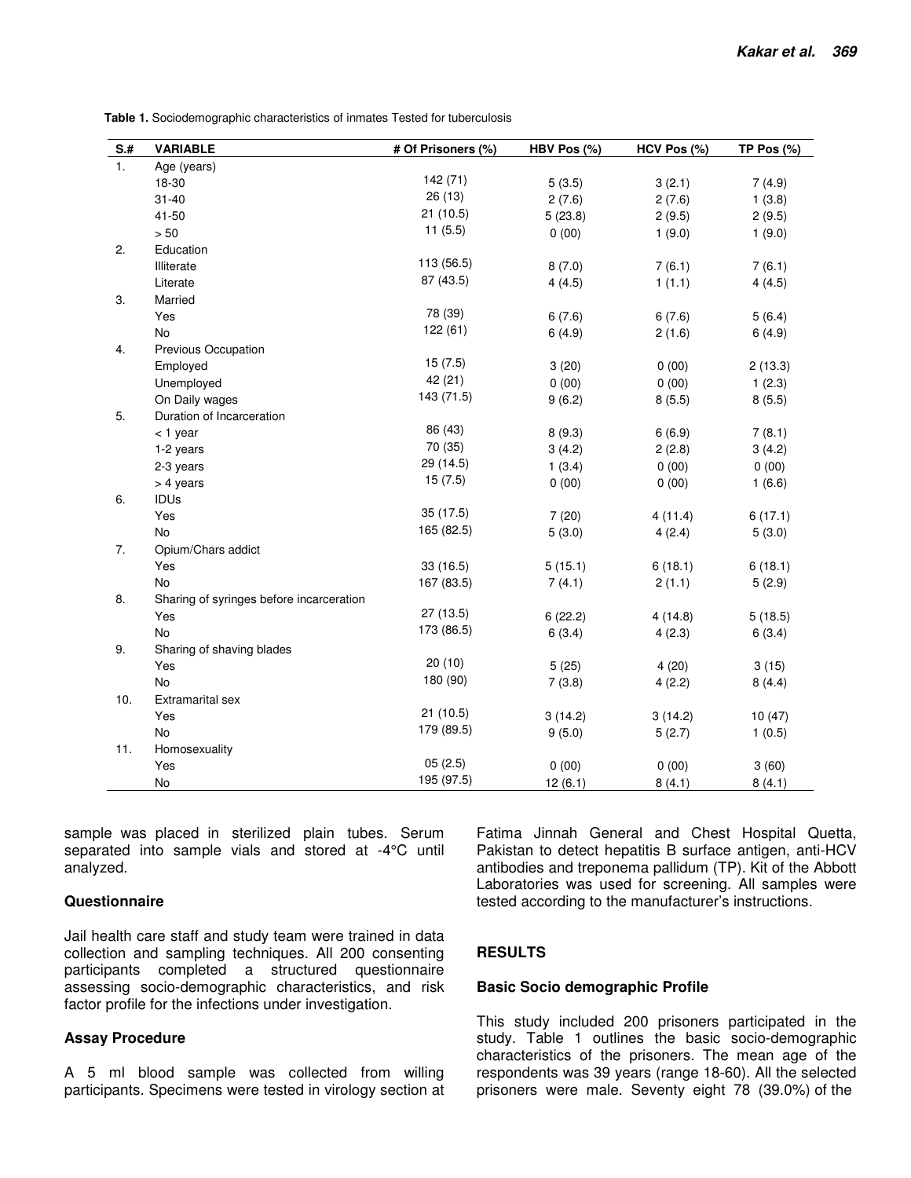**Table 1.** Sociodemographic characteristics of inmates Tested for tuberculosis

| S.# | VARIABLE | # Of Prisoners (%) | HBV Pos (%) | HCV Pos (%) | TP Pos (%) |
|---|---|---|---|---|---|
| 1. | Age (years) | | | | |
| | 18-30 | 142 (71) | 5 (3.5) | 3 (2.1) | 7 (4.9) |
| | 31-40 | 26 (13) | 2 (7.6) | 2 (7.6) | 1 (3.8) |
| | 41-50 | 21 (10.5) | 5 (23.8) | 2 (9.5) | 2 (9.5) |
| | > 50 | 11 (5.5) | 0 (00) | 1 (9.0) | 1 (9.0) |
| 2. | Education | | | | |
| | Illiterate | 113 (56.5) | 8 (7.0) | 7 (6.1) | 7 (6.1) |
| | Literate | 87 (43.5) | 4 (4.5) | 1 (1.1) | 4 (4.5) |
| 3. | Married | | | | |
| | Yes | 78 (39) | 6 (7.6) | 6 (7.6) | 5 (6.4) |
| | No | 122 (61) | 6 (4.9) | 2 (1.6) | 6 (4.9) |
| 4. | Previous Occupation | | | | |
| | Employed | 15 (7.5) | 3 (20) | 0 (00) | 2 (13.3) |
| | Unemployed | 42 (21) | 0 (00) | 0 (00) | 1 (2.3) |
| | On Daily wages | 143 (71.5) | 9 (6.2) | 8 (5.5) | 8 (5.5) |
| 5. | Duration of Incarceration | | | | |
| | < 1 year | 86 (43) | 8 (9.3) | 6 (6.9) | 7 (8.1) |
| | 1-2 years | 70 (35) | 3 (4.2) | 2 (2.8) | 3 (4.2) |
| | 2-3 years | 29 (14.5) | 1 (3.4) | 0 (00) | 0 (00) |
| | > 4 years | 15 (7.5) | 0 (00) | 0 (00) | 1 (6.6) |
| 6. | IDUs | | | | |
| | Yes | 35 (17.5) | 7 (20) | 4 (11.4) | 6 (17.1) |
| | No | 165 (82.5) | 5 (3.0) | 4 (2.4) | 5 (3.0) |
| 7. | Opium/Chars addict | | | | |
| | Yes | 33 (16.5) | 5 (15.1) | 6 (18.1) | 6 (18.1) |
| | No | 167 (83.5) | 7 (4.1) | 2 (1.1) | 5 (2.9) |
| 8. | Sharing of syringes before incarceration | | | | |
| | Yes | 27 (13.5) | 6 (22.2) | 4 (14.8) | 5 (18.5) |
| | No | 173 (86.5) | 6 (3.4) | 4 (2.3) | 6 (3.4) |
| 9. | Sharing of shaving blades | | | | |
| | Yes | 20 (10) | 5 (25) | 4 (20) | 3 (15) |
| | No | 180 (90) | 7 (3.8) | 4 (2.2) | 8 (4.4) |
| 10. | Extramarital sex | | | | |
| | Yes | 21 (10.5) | 3 (14.2) | 3 (14.2) | 10 (47) |
| | No | 179 (89.5) | 9 (5.0) | 5 (2.7) | 1 (0.5) |
| 11. | Homosexuality | | | | |
| | Yes | 05 (2.5) | 0 (00) | 0 (00) | 3 (60) |
| | No | 195 (97.5) | 12 (6.1) | 8 (4.1) | 8 (4.1) |

sample was placed in sterilized plain tubes. Serum separated into sample vials and stored at -4°C until analyzed.

### Questionnaire

Jail health care staff and study team were trained in data collection and sampling techniques. All 200 consenting participants completed a structured questionnaire assessing socio-demographic characteristics, and risk factor profile for the infections under investigation.

### Assay Procedure

A 5 ml blood sample was collected from willing participants. Specimens were tested in virology section at Fatima Jinnah General and Chest Hospital Quetta, Pakistan to detect hepatitis B surface antigen, anti-HCV antibodies and treponema pallidum (TP). Kit of the Abbott Laboratories was used for screening. All samples were tested according to the manufacturer's instructions.

## RESULTS

### Basic Socio demographic Profile

This study included 200 prisoners participated in the study. Table 1 outlines the basic socio-demographic characteristics of the prisoners. The mean age of the respondents was 39 years (range 18-60). All the selected prisoners were male. Seventy eight 78 (39.0%) of the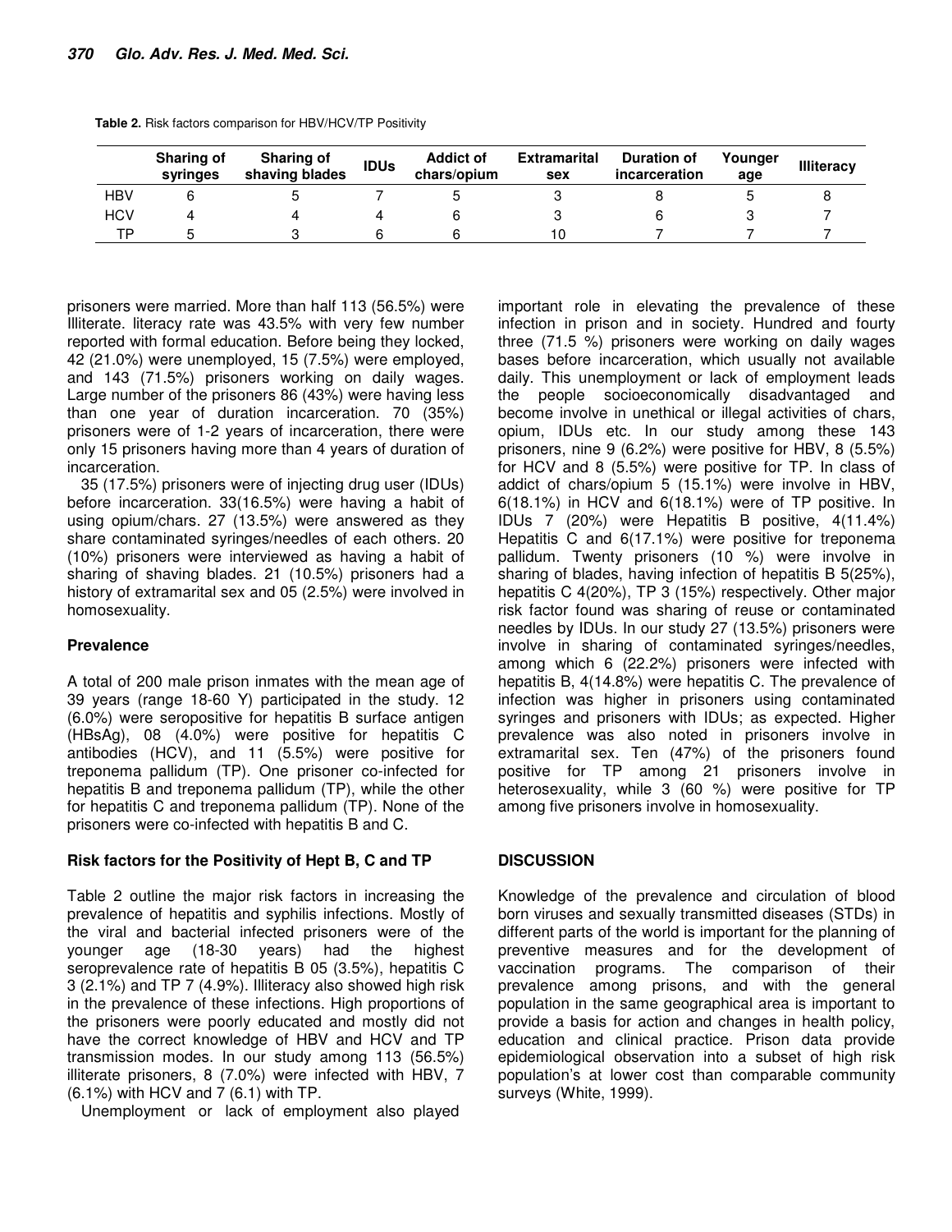**Table 2.** Risk factors comparison for HBV/HCV/TP Positivity

| | Sharing of syringes | Sharing of shaving blades | IDUs | Addict of chars/opium | Extramarital sex | Duration of incarceration | Younger age | Illiteracy |
|---|---|---|---|---|---|---|---|---|
| HBV | 6 | 5 | 7 | 5 | 3 | 8 | 5 | 8 |
| HCV | 4 | 4 | 4 | 6 | 3 | 6 | 3 | 7 |
| TP | 5 | 3 | 6 | 6 | 10 | 7 | 7 | 7 |

prisoners were married. More than half 113 (56.5%) were Illiterate. literacy rate was 43.5% with very few number reported with formal education. Before being they locked, 42 (21.0%) were unemployed, 15 (7.5%) were employed, and 143 (71.5%) prisoners working on daily wages. Large number of the prisoners 86 (43%) were having less than one year of duration incarceration. 70 (35%) prisoners were of 1-2 years of incarceration, there were only 15 prisoners having more than 4 years of duration of incarceration.

35 (17.5%) prisoners were of injecting drug user (IDUs) before incarceration. 33(16.5%) were having a habit of using opium/chars. 27 (13.5%) were answered as they share contaminated syringes/needles of each others. 20 (10%) prisoners were interviewed as having a habit of sharing of shaving blades. 21 (10.5%) prisoners had a history of extramarital sex and 05 (2.5%) were involved in homosexuality.

## Prevalence

A total of 200 male prison inmates with the mean age of 39 years (range 18-60 Y) participated in the study. 12 (6.0%) were seropositive for hepatitis B surface antigen (HBsAg), 08 (4.0%) were positive for hepatitis C antibodies (HCV), and 11 (5.5%) were positive for treponema pallidum (TP). One prisoner co-infected for hepatitis B and treponema pallidum (TP), while the other for hepatitis C and treponema pallidum (TP). None of the prisoners were co-infected with hepatitis B and C.

## Risk factors for the Positivity of Hept B, C and TP

Table 2 outline the major risk factors in increasing the prevalence of hepatitis and syphilis infections. Mostly of the viral and bacterial infected prisoners were of the younger age (18-30 years) had the highest seroprevalence rate of hepatitis B 05 (3.5%), hepatitis C 3 (2.1%) and TP 7 (4.9%). Illiteracy also showed high risk in the prevalence of these infections. High proportions of the prisoners were poorly educated and mostly did not have the correct knowledge of HBV and HCV and TP transmission modes. In our study among 113 (56.5%) illiterate prisoners, 8 (7.0%) were infected with HBV, 7 (6.1%) with HCV and 7 (6.1) with TP.

Unemployment or lack of employment also played important role in elevating the prevalence of these infection in prison and in society. Hundred and fourty three (71.5 %) prisoners were working on daily wages bases before incarceration, which usually not available daily. This unemployment or lack of employment leads the people socioeconomically disadvantaged and become involve in unethical or illegal activities of chars, opium, IDUs etc. In our study among these 143 prisoners, nine 9 (6.2%) were positive for HBV, 8 (5.5%) for HCV and 8 (5.5%) were positive for TP. In class of addict of chars/opium 5 (15.1%) were involve in HBV, 6(18.1%) in HCV and 6(18.1%) were of TP positive. In IDUs 7 (20%) were Hepatitis B positive, 4(11.4%) Hepatitis C and 6(17.1%) were positive for treponema pallidum. Twenty prisoners (10 %) were involve in sharing of blades, having infection of hepatitis B 5(25%), hepatitis C 4(20%), TP 3 (15%) respectively. Other major risk factor found was sharing of reuse or contaminated needles by IDUs. In our study 27 (13.5%) prisoners were involve in sharing of contaminated syringes/needles, among which 6 (22.2%) prisoners were infected with hepatitis B, 4(14.8%) were hepatitis C. The prevalence of infection was higher in prisoners using contaminated syringes and prisoners with IDUs; as expected. Higher prevalence was also noted in prisoners involve in extramarital sex. Ten (47%) of the prisoners found positive for TP among 21 prisoners involve in heterosexuality, while 3 (60 %) were positive for TP among five prisoners involve in homosexuality.

## DISCUSSION

Knowledge of the prevalence and circulation of blood born viruses and sexually transmitted diseases (STDs) in different parts of the world is important for the planning of preventive measures and for the development of vaccination programs. The comparison of their prevalence among prisons, and with the general population in the same geographical area is important to provide a basis for action and changes in health policy, education and clinical practice. Prison data provide epidemiological observation into a subset of high risk population's at lower cost than comparable community surveys (White, 1999).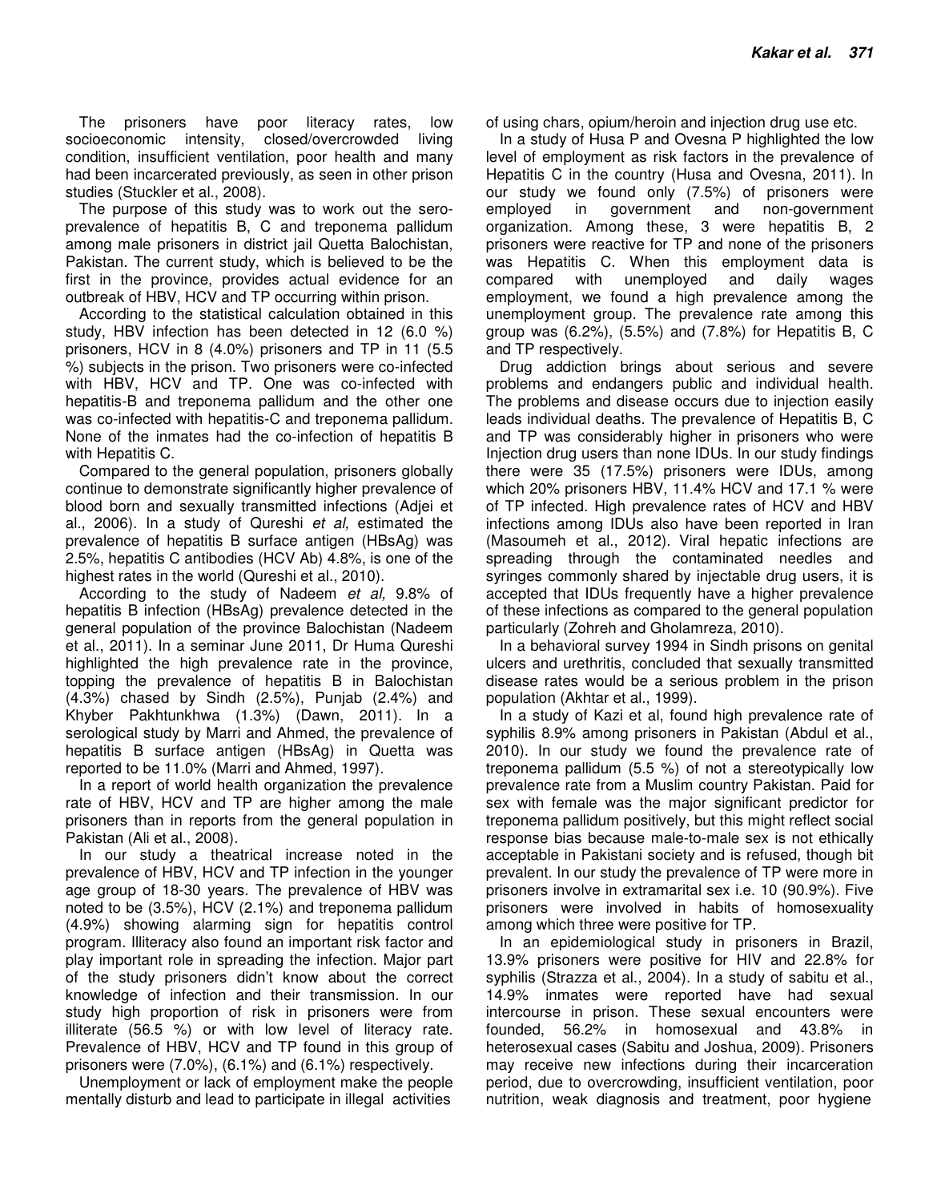The prisoners have poor literacy rates, low socioeconomic intensity, closed/overcrowded living condition, insufficient ventilation, poor health and many had been incarcerated previously, as seen in other prison studies (Stuckler et al., 2008).

The purpose of this study was to work out the sero-prevalence of hepatitis B, C and treponema pallidum among male prisoners in district jail Quetta Balochistan, Pakistan. The current study, which is believed to be the first in the province, provides actual evidence for an outbreak of HBV, HCV and TP occurring within prison.

According to the statistical calculation obtained in this study, HBV infection has been detected in 12 (6.0 %) prisoners, HCV in 8 (4.0%) prisoners and TP in 11 (5.5 %) subjects in the prison. Two prisoners were co-infected with HBV, HCV and TP. One was co-infected with hepatitis-B and treponema pallidum and the other one was co-infected with hepatitis-C and treponema pallidum. None of the inmates had the co-infection of hepatitis B with Hepatitis C.

Compared to the general population, prisoners globally continue to demonstrate significantly higher prevalence of blood born and sexually transmitted infections (Adjei et al., 2006). In a study of Qureshi *et al,* estimated the prevalence of hepatitis B surface antigen (HBsAg) was 2.5%, hepatitis C antibodies (HCV Ab) 4.8%, is one of the highest rates in the world (Qureshi et al., 2010).

According to the study of Nadeem *et al,* 9.8% of hepatitis B infection (HBsAg) prevalence detected in the general population of the province Balochistan (Nadeem et al., 2011). In a seminar June 2011, Dr Huma Qureshi highlighted the high prevalence rate in the province, topping the prevalence of hepatitis B in Balochistan (4.3%) chased by Sindh (2.5%), Punjab (2.4%) and Khyber Pakhtunkhwa (1.3%) (Dawn, 2011). In a serological study by Marri and Ahmed, the prevalence of hepatitis B surface antigen (HBsAg) in Quetta was reported to be 11.0% (Marri and Ahmed, 1997).

In a report of world health organization the prevalence rate of HBV, HCV and TP are higher among the male prisoners than in reports from the general population in Pakistan (Ali et al., 2008).

In our study a theatrical increase noted in the prevalence of HBV, HCV and TP infection in the younger age group of 18-30 years. The prevalence of HBV was noted to be (3.5%), HCV (2.1%) and treponema pallidum (4.9%) showing alarming sign for hepatitis control program. Illiteracy also found an important risk factor and play important role in spreading the infection. Major part of the study prisoners didn't know about the correct knowledge of infection and their transmission. In our study high proportion of risk in prisoners were from illiterate (56.5 %) or with low level of literacy rate. Prevalence of HBV, HCV and TP found in this group of prisoners were (7.0%), (6.1%) and (6.1%) respectively.

Unemployment or lack of employment make the people mentally disturb and lead to participate in illegal activities of using chars, opium/heroin and injection drug use etc.

In a study of Husa P and Ovesna P highlighted the low level of employment as risk factors in the prevalence of Hepatitis C in the country (Husa and Ovesna, 2011). In our study we found only (7.5%) of prisoners were employed in government and non-government organization. Among these, 3 were hepatitis B, 2 prisoners were reactive for TP and none of the prisoners was Hepatitis C. When this employment data is compared with unemployed and daily wages employment, we found a high prevalence among the unemployment group. The prevalence rate among this group was (6.2%), (5.5%) and (7.8%) for Hepatitis B, C and TP respectively.

Drug addiction brings about serious and severe problems and endangers public and individual health. The problems and disease occurs due to injection easily leads individual deaths. The prevalence of Hepatitis B, C and TP was considerably higher in prisoners who were Injection drug users than none IDUs. In our study findings there were 35 (17.5%) prisoners were IDUs, among which 20% prisoners HBV, 11.4% HCV and 17.1 % were of TP infected. High prevalence rates of HCV and HBV infections among IDUs also have been reported in Iran (Masoumeh et al., 2012). Viral hepatic infections are spreading through the contaminated needles and syringes commonly shared by injectable drug users, it is accepted that IDUs frequently have a higher prevalence of these infections as compared to the general population particularly (Zohreh and Gholamreza, 2010).

In a behavioral survey 1994 in Sindh prisons on genital ulcers and urethritis, concluded that sexually transmitted disease rates would be a serious problem in the prison population (Akhtar et al., 1999).

In a study of Kazi et al, found high prevalence rate of syphilis 8.9% among prisoners in Pakistan (Abdul et al., 2010). In our study we found the prevalence rate of treponema pallidum (5.5 %) of not a stereotypically low prevalence rate from a Muslim country Pakistan. Paid for sex with female was the major significant predictor for treponema pallidum positively, but this might reflect social response bias because male-to-male sex is not ethically acceptable in Pakistani society and is refused, though bit prevalent. In our study the prevalence of TP were more in prisoners involve in extramarital sex i.e. 10 (90.9%). Five prisoners were involved in habits of homosexuality among which three were positive for TP.

In an epidemiological study in prisoners in Brazil, 13.9% prisoners were positive for HIV and 22.8% for syphilis (Strazza et al., 2004). In a study of sabitu et al., 14.9% inmates were reported have had sexual intercourse in prison. These sexual encounters were founded, 56.2% in homosexual and 43.8% in heterosexual cases (Sabitu and Joshua, 2009). Prisoners may receive new infections during their incarceration period, due to overcrowding, insufficient ventilation, poor nutrition, weak diagnosis and treatment, poor hygiene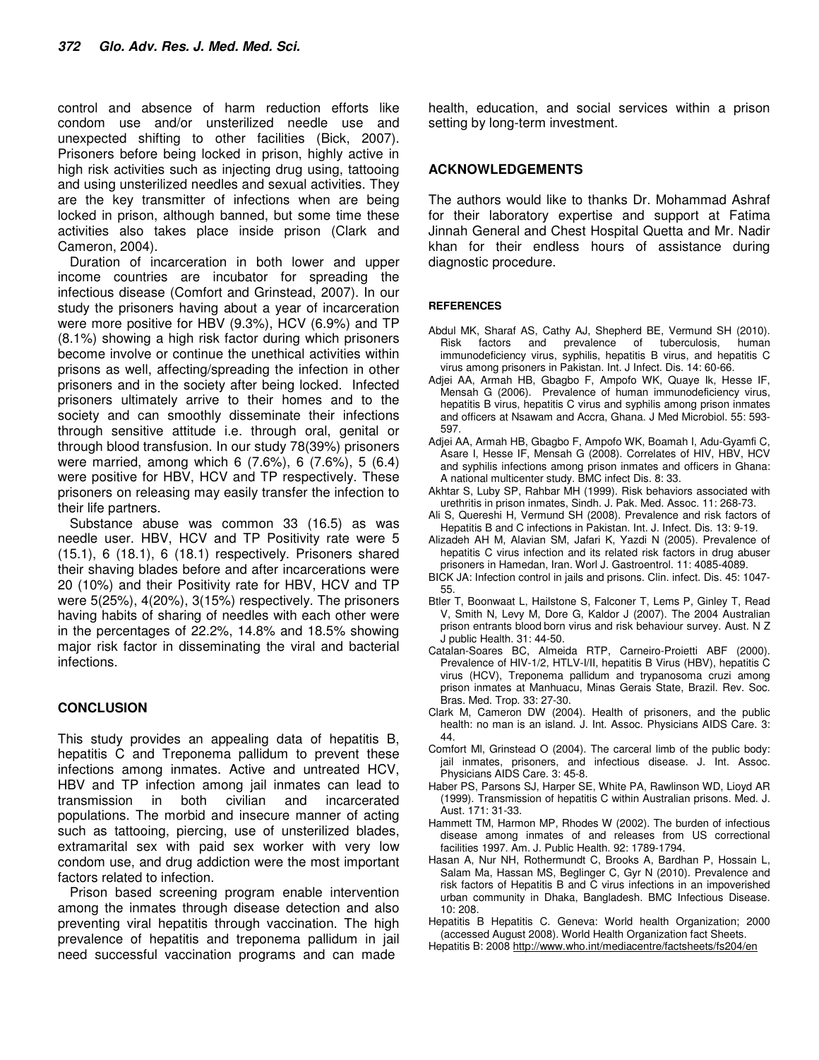control and absence of harm reduction efforts like condom use and/or unsterilized needle use and unexpected shifting to other facilities (Bick, 2007). Prisoners before being locked in prison, highly active in high risk activities such as injecting drug using, tattooing and using unsterilized needles and sexual activities. They are the key transmitter of infections when are being locked in prison, although banned, but some time these activities also takes place inside prison (Clark and Cameron, 2004).

Duration of incarceration in both lower and upper income countries are incubator for spreading the infectious disease (Comfort and Grinstead, 2007). In our study the prisoners having about a year of incarceration were more positive for HBV (9.3%), HCV (6.9%) and TP (8.1%) showing a high risk factor during which prisoners become involve or continue the unethical activities within prisons as well, affecting/spreading the infection in other prisoners and in the society after being locked. Infected prisoners ultimately arrive to their homes and to the society and can smoothly disseminate their infections through sensitive attitude i.e. through oral, genital or through blood transfusion. In our study 78(39%) prisoners were married, among which 6 (7.6%), 6 (7.6%), 5 (6.4) were positive for HBV, HCV and TP respectively. These prisoners on releasing may easily transfer the infection to their life partners.

Substance abuse was common 33 (16.5) as was needle user. HBV, HCV and TP Positivity rate were 5 (15.1), 6 (18.1), 6 (18.1) respectively. Prisoners shared their shaving blades before and after incarcerations were 20 (10%) and their Positivity rate for HBV, HCV and TP were 5(25%), 4(20%), 3(15%) respectively. The prisoners having habits of sharing of needles with each other were in the percentages of 22.2%, 14.8% and 18.5% showing major risk factor in disseminating the viral and bacterial infections.

## CONCLUSION

This study provides an appealing data of hepatitis B, hepatitis C and Treponema pallidum to prevent these infections among inmates. Active and untreated HCV, HBV and TP infection among jail inmates can lead to transmission in both civilian and incarcerated populations. The morbid and insecure manner of acting such as tattooing, piercing, use of unsterilized blades, extramarital sex with paid sex worker with very low condom use, and drug addiction were the most important factors related to infection.

Prison based screening program enable intervention among the inmates through disease detection and also preventing viral hepatitis through vaccination. The high prevalence of hepatitis and treponema pallidum in jail need successful vaccination programs and can made health, education, and social services within a prison setting by long-term investment.

## ACKNOWLEDGEMENTS

The authors would like to thanks Dr. Mohammad Ashraf for their laboratory expertise and support at Fatima Jinnah General and Chest Hospital Quetta and Mr. Nadir khan for their endless hours of assistance during diagnostic procedure.

## REFERENCES

Abdul MK, Sharaf AS, Cathy AJ, Shepherd BE, Vermund SH (2010). Risk factors and prevalence of tuberculosis, human immunodeficiency virus, syphilis, hepatitis B virus, and hepatitis C virus among prisoners in Pakistan. Int. J Infect. Dis. 14: 60-66.

Adjei AA, Armah HB, Gbagbo F, Ampofo WK, Quaye Ik, Hesse IF, Mensah G (2006). Prevalence of human immunodeficiency virus, hepatitis B virus, hepatitis C virus and syphilis among prison inmates and officers at Nsawam and Accra, Ghana. J Med Microbiol. 55: 593-597.

Adjei AA, Armah HB, Gbagbo F, Ampofo WK, Boamah I, Adu-Gyamfi C, Asare I, Hesse IF, Mensah G (2008). Correlates of HIV, HBV, HCV and syphilis infections among prison inmates and officers in Ghana: A national multicenter study. BMC infect Dis. 8: 33.

Akhtar S, Luby SP, Rahbar MH (1999). Risk behaviors associated with urethritis in prison inmates, Sindh. J. Pak. Med. Assoc. 11: 268-73.

Ali S, Quereshi H, Vermund SH (2008). Prevalence and risk factors of Hepatitis B and C infections in Pakistan. Int. J. Infect. Dis. 13: 9-19.

Alizadeh AH M, Alavian SM, Jafari K, Yazdi N (2005). Prevalence of hepatitis C virus infection and its related risk factors in drug abuser prisoners in Hamedan, Iran. Worl J. Gastroentrol. 11: 4085-4089.

BICK JA: Infection control in jails and prisons. Clin. infect. Dis. 45: 1047-55.

Btler T, Boonwaat L, Hailstone S, Falconer T, Lems P, Ginley T, Read V, Smith N, Levy M, Dore G, Kaldor J (2007). The 2004 Australian prison entrants blood born virus and risk behaviour survey. Aust. N Z J public Health. 31: 44-50.

Catalan-Soares BC, Almeida RTP, Carneiro-Proietti ABF (2000). Prevalence of HIV-1/2, HTLV-I/II, hepatitis B Virus (HBV), hepatitis C virus (HCV), Treponema pallidum and trypanosoma cruzi among prison inmates at Manhuacu, Minas Gerais State, Brazil. Rev. Soc. Bras. Med. Trop. 33: 27-30.

Clark M, Cameron DW (2004). Health of prisoners, and the public health: no man is an island. J. Int. Assoc. Physicians AIDS Care. 3: 44.

Comfort Ml, Grinstead O (2004). The carceral limb of the public body: jail inmates, prisoners, and infectious disease. J. Int. Assoc. Physicians AIDS Care. 3: 45-8.

Haber PS, Parsons SJ, Harper SE, White PA, Rawlinson WD, Lioyd AR (1999). Transmission of hepatitis C within Australian prisons. Med. J. Aust. 171: 31-33.

Hammett TM, Harmon MP, Rhodes W (2002). The burden of infectious disease among inmates of and releases from US correctional facilities 1997. Am. J. Public Health. 92: 1789-1794.

Hasan A, Nur NH, Rothermundt C, Brooks A, Bardhan P, Hossain L, Salam Ma, Hassan MS, Beglinger C, Gyr N (2010). Prevalence and risk factors of Hepatitis B and C virus infections in an impoverished urban community in Dhaka, Bangladesh. BMC Infectious Disease. 10: 208.

Hepatitis B Hepatitis C. Geneva: World health Organization; 2000 (accessed August 2008). World Health Organization fact Sheets.

Hepatitis B: 2008 http://www.who.int/mediacentre/factsheets/fs204/en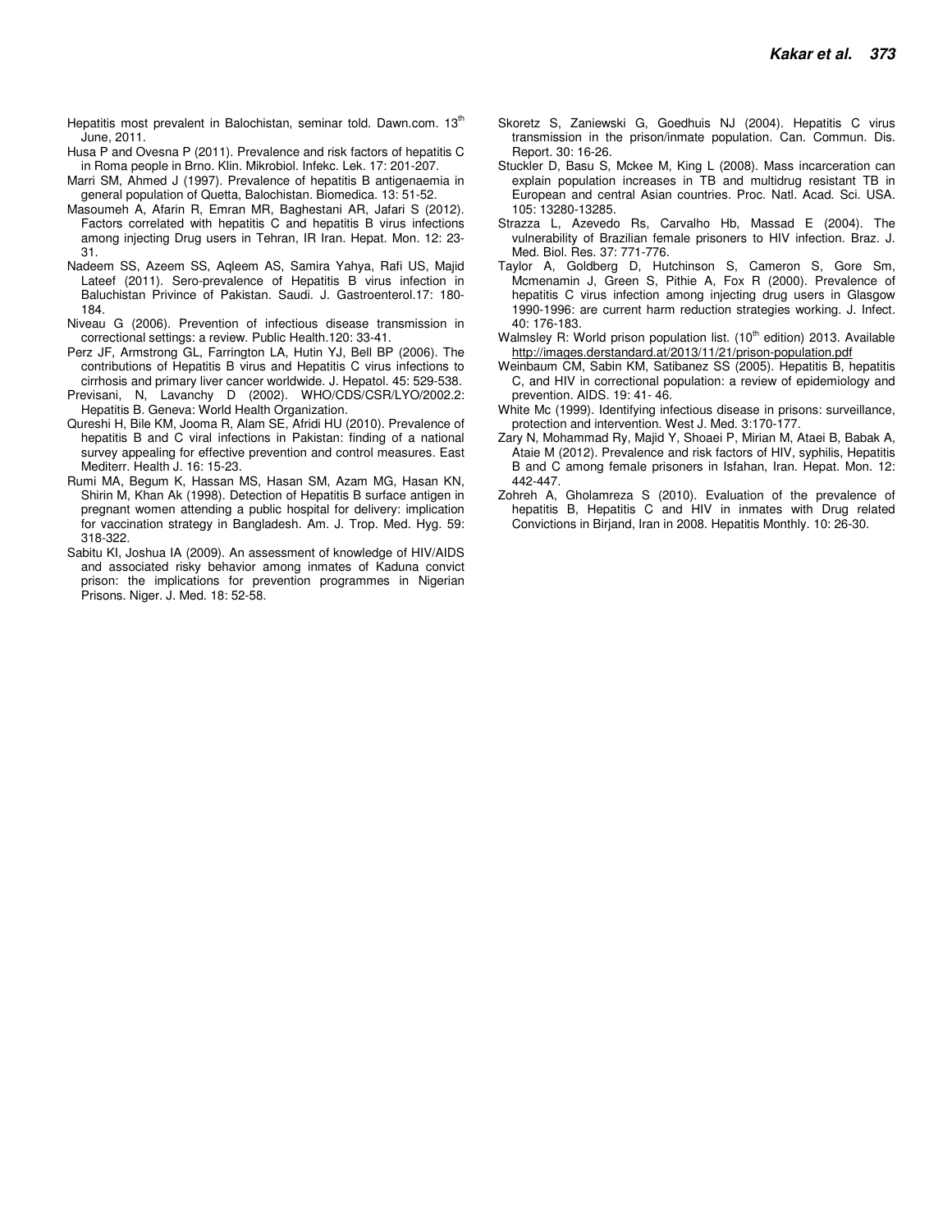Hepatitis most prevalent in Balochistan, seminar told. Dawn.com. 13th June, 2011.

Husa P and Ovesna P (2011). Prevalence and risk factors of hepatitis C in Roma people in Brno. Klin. Mikrobiol. Infekc. Lek. 17: 201-207.

Marri SM, Ahmed J (1997). Prevalence of hepatitis B antigenaemia in general population of Quetta, Balochistan. Biomedica. 13: 51-52.

Masoumeh A, Afarin R, Emran MR, Baghestani AR, Jafari S (2012). Factors correlated with hepatitis C and hepatitis B virus infections among injecting Drug users in Tehran, IR Iran. Hepat. Mon. 12: 23-31.

Nadeem SS, Azeem SS, Aqleem AS, Samira Yahya, Rafi US, Majid Lateef (2011). Sero-prevalence of Hepatitis B virus infection in Baluchistan Privince of Pakistan. Saudi. J. Gastroenterol.17: 180-184.

Niveau G (2006). Prevention of infectious disease transmission in correctional settings: a review. Public Health.120: 33-41.

Perz JF, Armstrong GL, Farrington LA, Hutin YJ, Bell BP (2006). The contributions of Hepatitis B virus and Hepatitis C virus infections to cirrhosis and primary liver cancer worldwide. J. Hepatol. 45: 529-538.

Previsani, N, Lavanchy D (2002). WHO/CDS/CSR/LYO/2002.2: Hepatitis B. Geneva: World Health Organization.

Qureshi H, Bile KM, Jooma R, Alam SE, Afridi HU (2010). Prevalence of hepatitis B and C viral infections in Pakistan: finding of a national survey appealing for effective prevention and control measures. East Mediterr. Health J. 16: 15-23.

Rumi MA, Begum K, Hassan MS, Hasan SM, Azam MG, Hasan KN, Shirin M, Khan Ak (1998). Detection of Hepatitis B surface antigen in pregnant women attending a public hospital for delivery: implication for vaccination strategy in Bangladesh. Am. J. Trop. Med. Hyg. 59: 318-322.

Sabitu KI, Joshua IA (2009). An assessment of knowledge of HIV/AIDS and associated risky behavior among inmates of Kaduna convict prison: the implications for prevention programmes in Nigerian Prisons. Niger. J. Med. 18: 52-58.

Skoretz S, Zaniewski G, Goedhuis NJ (2004). Hepatitis C virus transmission in the prison/inmate population. Can. Commun. Dis. Report. 30: 16-26.

Stuckler D, Basu S, Mckee M, King L (2008). Mass incarceration can explain population increases in TB and multidrug resistant TB in European and central Asian countries. Proc. Natl. Acad. Sci. USA. 105: 13280-13285.

Strazza L, Azevedo Rs, Carvalho Hb, Massad E (2004). The vulnerability of Brazilian female prisoners to HIV infection. Braz. J. Med. Biol. Res. 37: 771-776.

Taylor A, Goldberg D, Hutchinson S, Cameron S, Gore Sm, Mcmenamin J, Green S, Pithie A, Fox R (2000). Prevalence of hepatitis C virus infection among injecting drug users in Glasgow 1990-1996: are current harm reduction strategies working. J. Infect. 40: 176-183.

Walmsley R: World prison population list. (10th edition) 2013. Available http://images.derstandard.at/2013/11/21/prison-population.pdf

Weinbaum CM, Sabin KM, Satibanez SS (2005). Hepatitis B, hepatitis C, and HIV in correctional population: a review of epidemiology and prevention. AIDS. 19: 41- 46.

White Mc (1999). Identifying infectious disease in prisons: surveillance, protection and intervention. West J. Med. 3:170-177.

Zary N, Mohammad Ry, Majid Y, Shoaei P, Mirian M, Ataei B, Babak A, Ataie M (2012). Prevalence and risk factors of HIV, syphilis, Hepatitis B and C among female prisoners in Isfahan, Iran. Hepat. Mon. 12: 442-447.

Zohreh A, Gholamreza S (2010). Evaluation of the prevalence of hepatitis B, Hepatitis C and HIV in inmates with Drug related Convictions in Birjand, Iran in 2008. Hepatitis Monthly. 10: 26-30.